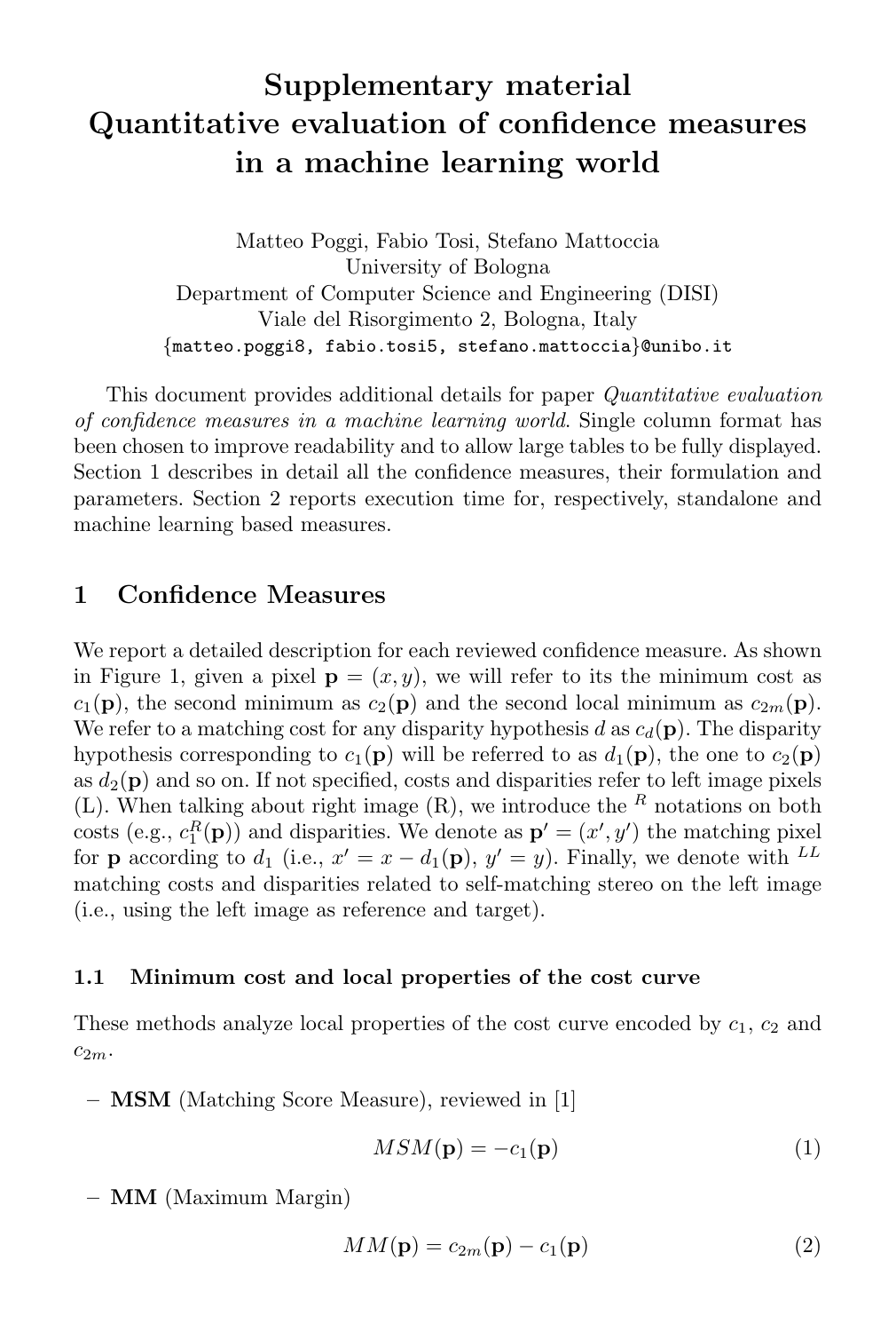# Supplementary material
# Quantitative evaluation of confidence measures in a machine learning world

Matteo Poggi, Fabio Tosi, Stefano Mattoccia
University of Bologna
Department of Computer Science and Engineering (DISI)
Viale del Risorgimento 2, Bologna, Italy
{matteo.poggi8, fabio.tosi5, stefano.mattoccia}@unibo.it

This document provides additional details for paper *Quantitative evaluation of confidence measures in a machine learning world*. Single column format has been chosen to improve readability and to allow large tables to be fully displayed. Section 1 describes in detail all the confidence measures, their formulation and parameters. Section 2 reports execution time for, respectively, standalone and machine learning based measures.

## 1 Confidence Measures

We report a detailed description for each reviewed confidence measure. As shown in Figure 1, given a pixel $\mathbf{p} = (x, y)$, we will refer to its the minimum cost as $c_1(\mathbf{p})$, the second minimum as $c_2(\mathbf{p})$ and the second local minimum as $c_{2m}(\mathbf{p})$. We refer to a matching cost for any disparity hypothesis $d$ as $c_d(\mathbf{p})$. The disparity hypothesis corresponding to $c_1(\mathbf{p})$ will be referred to as $d_1(\mathbf{p})$, the one to $c_2(\mathbf{p})$ as $d_2(\mathbf{p})$ and so on. If not specified, costs and disparities refer to left image pixels (L). When talking about right image (R), we introduce the $^R$ notations on both costs (e.g., $c_1^R(\mathbf{p})$) and disparities. We denote as $\mathbf{p}' = (x', y')$ the matching pixel for $\mathbf{p}$ according to $d_1$ (i.e., $x' = x - d_1(\mathbf{p})$, $y' = y$). Finally, we denote with $^{LL}$ matching costs and disparities related to self-matching stereo on the left image (i.e., using the left image as reference and target).

### 1.1 Minimum cost and local properties of the cost curve

These methods analyze local properties of the cost curve encoded by $c_1$, $c_2$ and $c_{2m}$.

– **MSM** (Matching Score Measure), reviewed in [1]

$$MSM(\mathbf{p}) = -c_1(\mathbf{p}) \tag{1}$$

– **MM** (Maximum Margin)

$$MM(\mathbf{p}) = c_{2m}(\mathbf{p}) - c_1(\mathbf{p}) \tag{2}$$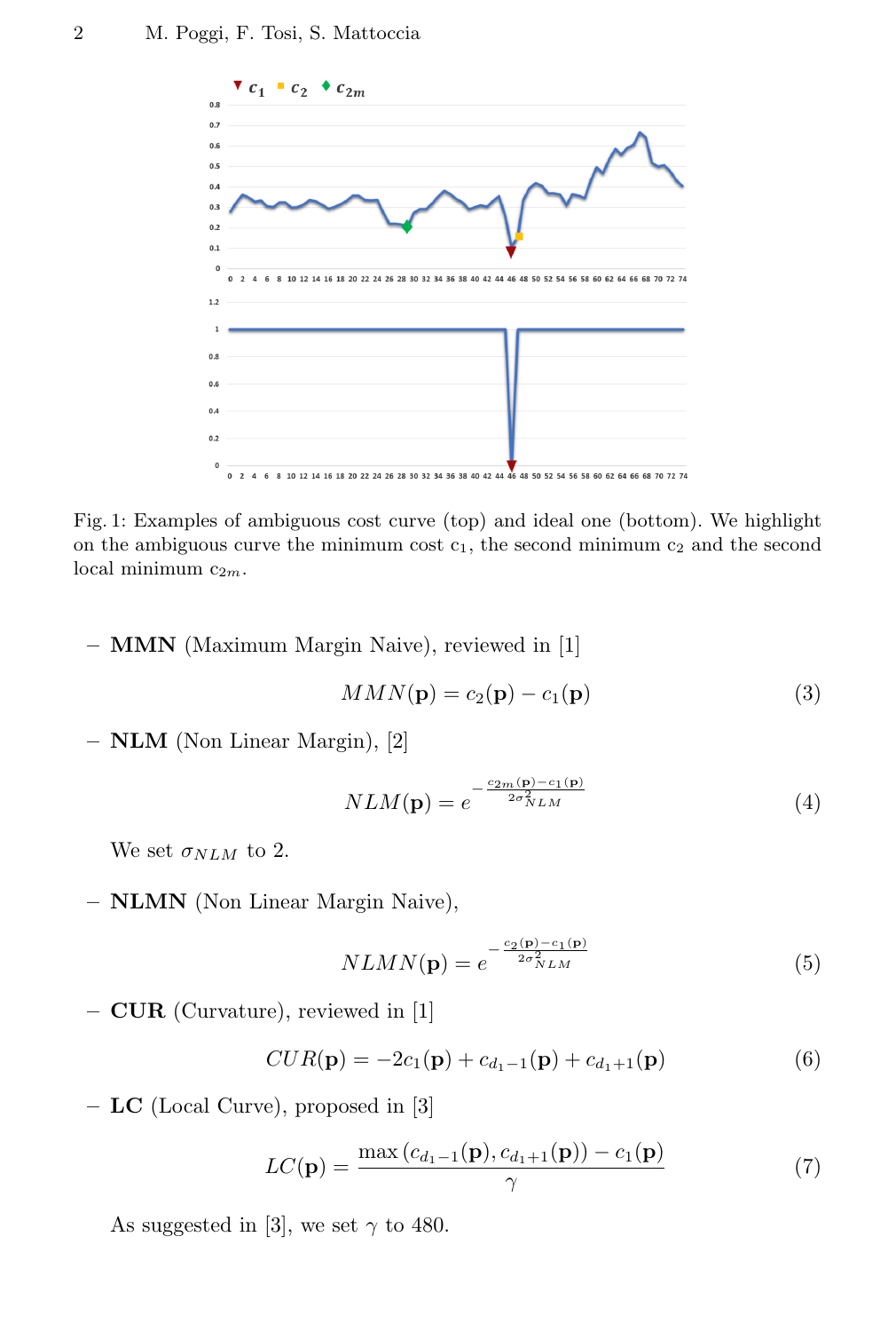Fig. 1: Examples of ambiguous cost curve (top) and ideal one (bottom). We highlight on the ambiguous curve the minimum cost $c_1$, the second minimum $c_2$ and the second local minimum $c_{2m}$.

- **MMN** (Maximum Margin Naive), reviewed in [1]

$$MMN(\mathbf{p}) = c_2(\mathbf{p}) - c_1(\mathbf{p}) \tag{3}$$

- **NLM** (Non Linear Margin), [2]

$$NLM(\mathbf{p}) = e^{-\frac{c_{2m}(\mathbf{p}) - c_1(\mathbf{p})}{2\sigma_{NLM}^2}} \tag{4}$$

  We set $\sigma_{NLM}$ to 2.

- **NLMN** (Non Linear Margin Naive),

$$NLMN(\mathbf{p}) = e^{-\frac{c_2(\mathbf{p}) - c_1(\mathbf{p})}{2\sigma_{NLM}^2}} \tag{5}$$

- **CUR** (Curvature), reviewed in [1]

$$CUR(\mathbf{p}) = -2c_1(\mathbf{p}) + c_{d_1-1}(\mathbf{p}) + c_{d_1+1}(\mathbf{p}) \tag{6}$$

- **LC** (Local Curve), proposed in [3]

$$LC(\mathbf{p}) = \frac{\max\left(c_{d_1-1}(\mathbf{p}), c_{d_1+1}(\mathbf{p})\right) - c_1(\mathbf{p})}{\gamma} \tag{7}$$

  As suggested in [3], we set $\gamma$ to 480.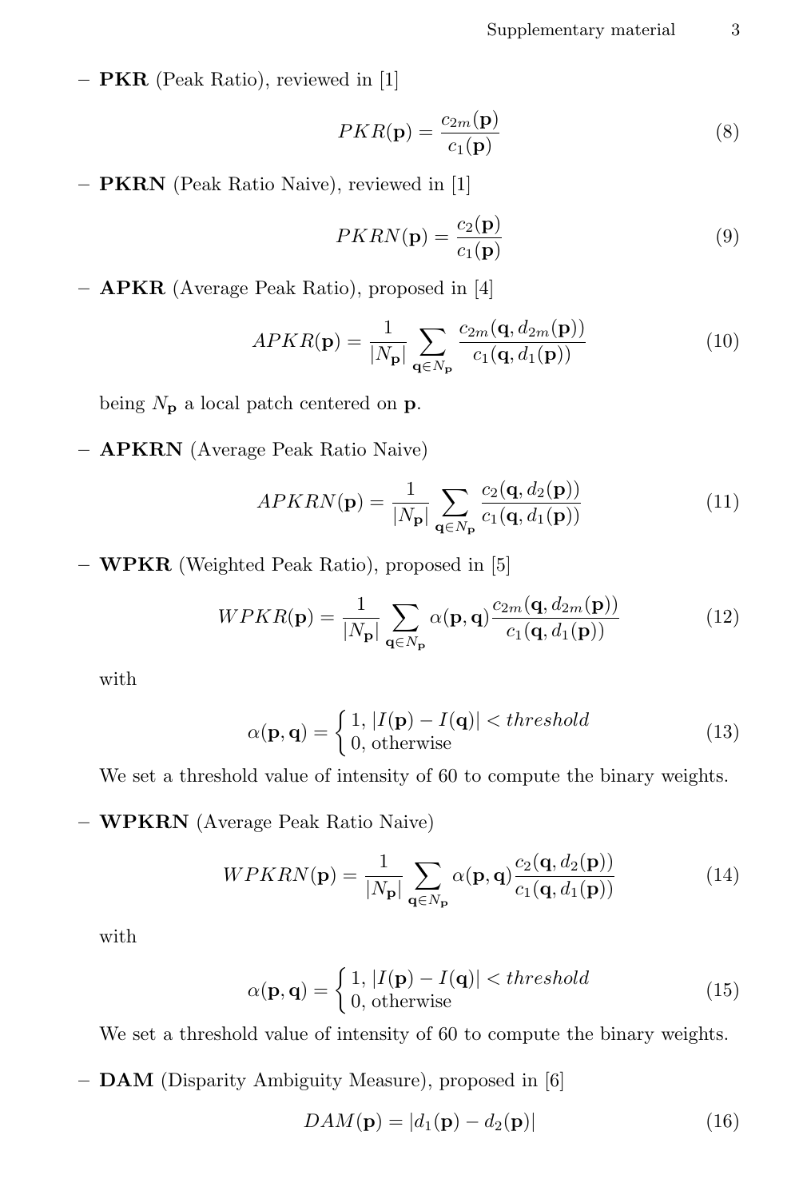- **PKR** (Peak Ratio), reviewed in [1]

$$PKR(\mathbf{p}) = \frac{c_{2m}(\mathbf{p})}{c_1(\mathbf{p})} \tag{8}$$

- **PKRN** (Peak Ratio Naive), reviewed in [1]

$$PKRN(\mathbf{p}) = \frac{c_2(\mathbf{p})}{c_1(\mathbf{p})} \tag{9}$$

- **APKR** (Average Peak Ratio), proposed in [4]

$$APKR(\mathbf{p}) = \frac{1}{|N_{\mathbf{p}}|} \sum_{\mathbf{q} \in N_{\mathbf{p}}} \frac{c_{2m}(\mathbf{q}, d_{2m}(\mathbf{p}))}{c_1(\mathbf{q}, d_1(\mathbf{p}))} \tag{10}$$

  being $N_{\mathbf{p}}$ a local patch centered on $\mathbf{p}$.

- **APKRN** (Average Peak Ratio Naive)

$$APKRN(\mathbf{p}) = \frac{1}{|N_{\mathbf{p}}|} \sum_{\mathbf{q} \in N_{\mathbf{p}}} \frac{c_2(\mathbf{q}, d_2(\mathbf{p}))}{c_1(\mathbf{q}, d_1(\mathbf{p}))} \tag{11}$$

- **WPKR** (Weighted Peak Ratio), proposed in [5]

$$WPKR(\mathbf{p}) = \frac{1}{|N_{\mathbf{p}}|} \sum_{\mathbf{q} \in N_{\mathbf{p}}} \alpha(\mathbf{p}, \mathbf{q}) \frac{c_{2m}(\mathbf{q}, d_{2m}(\mathbf{p}))}{c_1(\mathbf{q}, d_1(\mathbf{p}))} \tag{12}$$

  with

$$\alpha(\mathbf{p}, \mathbf{q}) = \begin{cases} 1, |I(\mathbf{p}) - I(\mathbf{q})| < threshold \\ 0, \text{otherwise} \end{cases} \tag{13}$$

  We set a threshold value of intensity of 60 to compute the binary weights.

- **WPKRN** (Average Peak Ratio Naive)

$$WPKRN(\mathbf{p}) = \frac{1}{|N_{\mathbf{p}}|} \sum_{\mathbf{q} \in N_{\mathbf{p}}} \alpha(\mathbf{p}, \mathbf{q}) \frac{c_2(\mathbf{q}, d_2(\mathbf{p}))}{c_1(\mathbf{q}, d_1(\mathbf{p}))} \tag{14}$$

  with

$$\alpha(\mathbf{p}, \mathbf{q}) = \begin{cases} 1, |I(\mathbf{p}) - I(\mathbf{q})| < threshold \\ 0, \text{otherwise} \end{cases} \tag{15}$$

  We set a threshold value of intensity of 60 to compute the binary weights.

- **DAM** (Disparity Ambiguity Measure), proposed in [6]

$$DAM(\mathbf{p}) = |d_1(\mathbf{p}) - d_2(\mathbf{p})| \tag{16}$$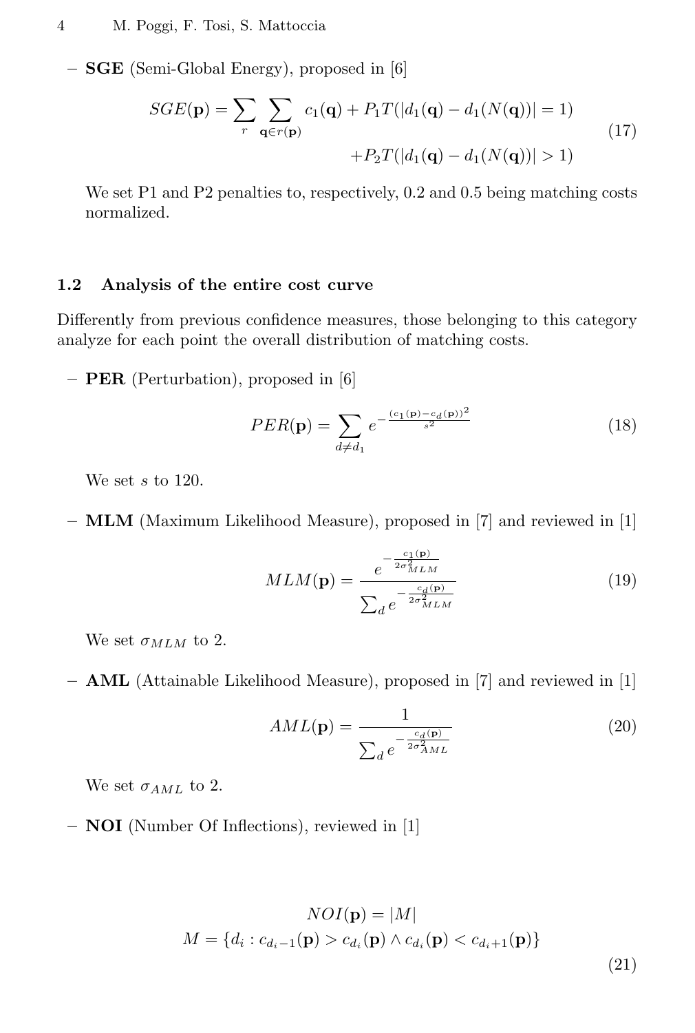– **SGE** (Semi-Global Energy), proposed in [6]

$$SGE(\mathbf{p}) = \sum_{r} \sum_{\mathbf{q} \in r(\mathbf{p})} c_1(\mathbf{q}) + P_1 T(|d_1(\mathbf{q}) - d_1(N(\mathbf{q}))| = 1) + P_2 T(|d_1(\mathbf{q}) - d_1(N(\mathbf{q}))| > 1) \tag{17}$$

We set P1 and P2 penalties to, respectively, 0.2 and 0.5 being matching costs normalized.

### 1.2 Analysis of the entire cost curve

Differently from previous confidence measures, those belonging to this category analyze for each point the overall distribution of matching costs.

– **PER** (Perturbation), proposed in [6]

$$PER(\mathbf{p}) = \sum_{d \neq d_1} e^{-\frac{(c_1(\mathbf{p}) - c_d(\mathbf{p}))^2}{s^2}} \tag{18}$$

We set $s$ to 120.

– **MLM** (Maximum Likelihood Measure), proposed in [7] and reviewed in [1]

$$MLM(\mathbf{p}) = \frac{e^{-\frac{c_1(\mathbf{p})}{2\sigma_{MLM}^2}}}{\sum_d e^{-\frac{c_d(\mathbf{p})}{2\sigma_{MLM}^2}}} \tag{19}$$

We set $\sigma_{MLM}$ to 2.

– **AML** (Attainable Likelihood Measure), proposed in [7] and reviewed in [1]

$$AML(\mathbf{p}) = \frac{1}{\sum_d e^{-\frac{c_d(\mathbf{p})}{2\sigma_{AML}^2}}} \tag{20}$$

We set $\sigma_{AML}$ to 2.

– **NOI** (Number Of Inflections), reviewed in [1]

$$NOI(\mathbf{p}) = |M|$$
$$M = \{d_i : c_{d_i - 1}(\mathbf{p}) > c_{d_i}(\mathbf{p}) \wedge c_{d_i}(\mathbf{p}) < c_{d_i + 1}(\mathbf{p})\} \tag{21}$$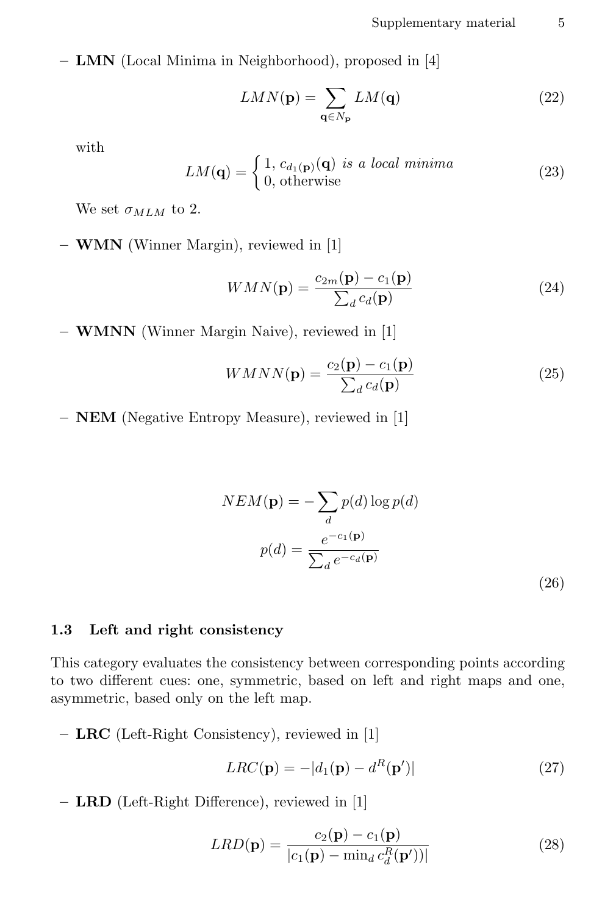- **LMN** (Local Minima in Neighborhood), proposed in [4]

$$LMN(\mathbf{p}) = \sum_{\mathbf{q} \in N_{\mathbf{p}}} LM(\mathbf{q}) \tag{22}$$

with

$$LM(\mathbf{q}) = \begin{cases} 1, \; c_{d_1(\mathbf{p})}(\mathbf{q}) \textit{ is a local minima} \\ 0, \text{otherwise} \end{cases} \tag{23}$$

We set $\sigma_{MLM}$ to 2.

- **WMN** (Winner Margin), reviewed in [1]

$$WMN(\mathbf{p}) = \frac{c_{2m}(\mathbf{p}) - c_1(\mathbf{p})}{\sum_d c_d(\mathbf{p})} \tag{24}$$

- **WMNN** (Winner Margin Naive), reviewed in [1]

$$WMNN(\mathbf{p}) = \frac{c_2(\mathbf{p}) - c_1(\mathbf{p})}{\sum_d c_d(\mathbf{p})} \tag{25}$$

- **NEM** (Negative Entropy Measure), reviewed in [1]

$$\begin{gathered} NEM(\mathbf{p}) = -\sum_d p(d) \log p(d) \\ p(d) = \frac{e^{-c_1(\mathbf{p})}}{\sum_d e^{-c_d(\mathbf{p})}} \end{gathered} \tag{26}$$

### 1.3 Left and right consistency

This category evaluates the consistency between corresponding points according to two different cues: one, symmetric, based on left and right maps and one, asymmetric, based only on the left map.

- **LRC** (Left-Right Consistency), reviewed in [1]

$$LRC(\mathbf{p}) = -|d_1(\mathbf{p}) - d^R(\mathbf{p}')| \tag{27}$$

- **LRD** (Left-Right Difference), reviewed in [1]

$$LRD(\mathbf{p}) = \frac{c_2(\mathbf{p}) - c_1(\mathbf{p})}{|c_1(\mathbf{p}) - \min_d c_d^R(\mathbf{p}')|} \tag{28}$$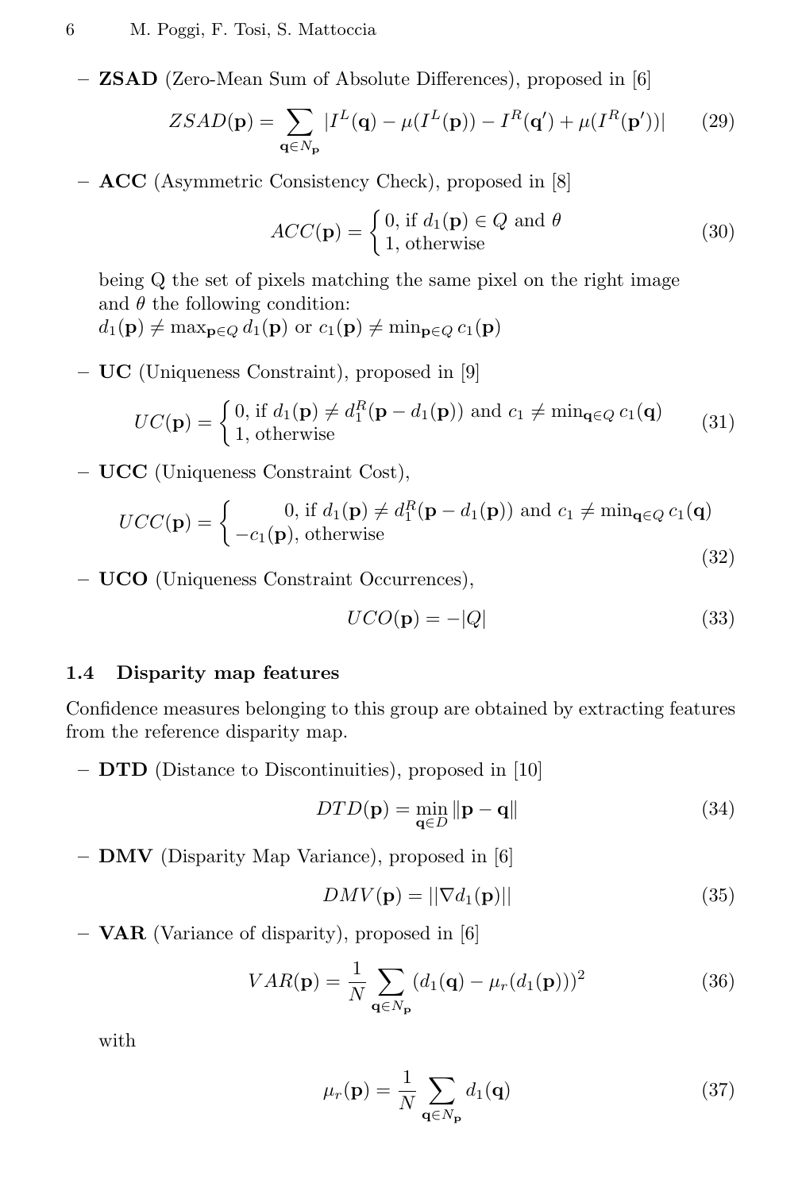- **ZSAD** (Zero-Mean Sum of Absolute Differences), proposed in [6]

$$ZSAD(\mathbf{p}) = \sum_{\mathbf{q} \in N_{\mathbf{p}}} |I^L(\mathbf{q}) - \mu(I^L(\mathbf{p})) - I^R(\mathbf{q}') + \mu(I^R(\mathbf{p}'))| \tag{29}$$

- **ACC** (Asymmetric Consistency Check), proposed in [8]

$$ACC(\mathbf{p}) = \begin{cases} 0, \text{ if } d_1(\mathbf{p}) \in Q \text{ and } \theta \\ 1, \text{ otherwise} \end{cases} \tag{30}$$

  being Q the set of pixels matching the same pixel on the right image and $\theta$ the following condition:
  $d_1(\mathbf{p}) \neq \max_{\mathbf{p} \in Q} d_1(\mathbf{p})$ or $c_1(\mathbf{p}) \neq \min_{\mathbf{p} \in Q} c_1(\mathbf{p})$

- **UC** (Uniqueness Constraint), proposed in [9]

$$UC(\mathbf{p}) = \begin{cases} 0, \text{ if } d_1(\mathbf{p}) \neq d_1^R(\mathbf{p} - d_1(\mathbf{p})) \text{ and } c_1 \neq \min_{\mathbf{q} \in Q} c_1(\mathbf{q}) \\ 1, \text{ otherwise} \end{cases} \tag{31}$$

- **UCC** (Uniqueness Constraint Cost),

$$UCC(\mathbf{p}) = \begin{cases} 0, \text{ if } d_1(\mathbf{p}) \neq d_1^R(\mathbf{p} - d_1(\mathbf{p})) \text{ and } c_1 \neq \min_{\mathbf{q} \in Q} c_1(\mathbf{q}) \\ -c_1(\mathbf{p}), \text{ otherwise} \end{cases} \tag{32}$$

- **UCO** (Uniqueness Constraint Occurrences),

$$UCO(\mathbf{p}) = -|Q| \tag{33}$$

### 1.4 Disparity map features

Confidence measures belonging to this group are obtained by extracting features from the reference disparity map.

- **DTD** (Distance to Discontinuities), proposed in [10]

$$DTD(\mathbf{p}) = \min_{\mathbf{q} \in D} \|\mathbf{p} - \mathbf{q}\| \tag{34}$$

- **DMV** (Disparity Map Variance), proposed in [6]

$$DMV(\mathbf{p}) = ||\nabla d_1(\mathbf{p})|| \tag{35}$$

- **VAR** (Variance of disparity), proposed in [6]

$$VAR(\mathbf{p}) = \frac{1}{N} \sum_{\mathbf{q} \in N_{\mathbf{p}}} (d_1(\mathbf{q}) - \mu_r(d_1(\mathbf{p})))^2 \tag{36}$$

  with

$$\mu_r(\mathbf{p}) = \frac{1}{N} \sum_{\mathbf{q} \in N_{\mathbf{p}}} d_1(\mathbf{q}) \tag{37}$$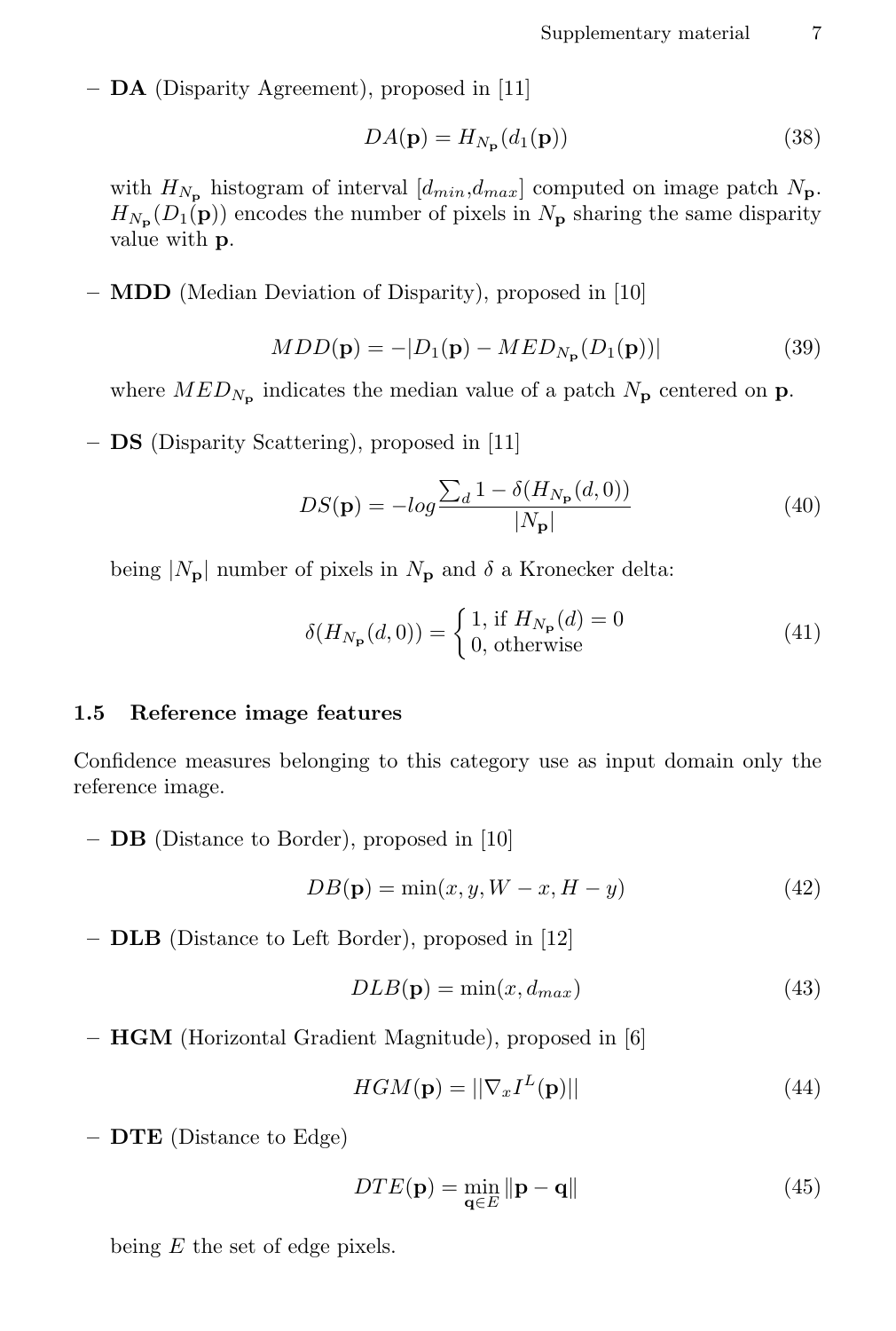- **DA** (Disparity Agreement), proposed in [11]

$$DA(\mathbf{p}) = H_{N_\mathbf{p}}(d_1(\mathbf{p})) \tag{38}$$

with $H_{N_\mathbf{p}}$ histogram of interval $[d_{min}, d_{max}]$ computed on image patch $N_\mathbf{p}$. $H_{N_\mathbf{p}}(D_1(\mathbf{p}))$ encodes the number of pixels in $N_\mathbf{p}$ sharing the same disparity value with $\mathbf{p}$.

- **MDD** (Median Deviation of Disparity), proposed in [10]

$$MDD(\mathbf{p}) = -|D_1(\mathbf{p}) - MED_{N_\mathbf{p}}(D_1(\mathbf{p}))| \tag{39}$$

where $MED_{N_\mathbf{p}}$ indicates the median value of a patch $N_\mathbf{p}$ centered on $\mathbf{p}$.

- **DS** (Disparity Scattering), proposed in [11]

$$DS(\mathbf{p}) = -log \frac{\sum_d 1 - \delta(H_{N_\mathbf{p}}(d, 0))}{|N_\mathbf{p}|} \tag{40}$$

being $|N_\mathbf{p}|$ number of pixels in $N_\mathbf{p}$ and $\delta$ a Kronecker delta:

$$\delta(H_{N_\mathbf{p}}(d, 0)) = \begin{cases} 1, \text{ if } H_{N_\mathbf{p}}(d) = 0 \\ 0, \text{ otherwise} \end{cases} \tag{41}$$

### 1.5 Reference image features

Confidence measures belonging to this category use as input domain only the reference image.

- **DB** (Distance to Border), proposed in [10]

$$DB(\mathbf{p}) = \min(x, y, W - x, H - y) \tag{42}$$

- **DLB** (Distance to Left Border), proposed in [12]

$$DLB(\mathbf{p}) = \min(x, d_{max}) \tag{43}$$

- **HGM** (Horizontal Gradient Magnitude), proposed in [6]

$$HGM(\mathbf{p}) = ||\nabla_x I^L(\mathbf{p})|| \tag{44}$$

- **DTE** (Distance to Edge)

$$DTE(\mathbf{p}) = \min_{\mathbf{q} \in E} \|\mathbf{p} - \mathbf{q}\| \tag{45}$$

being $E$ the set of edge pixels.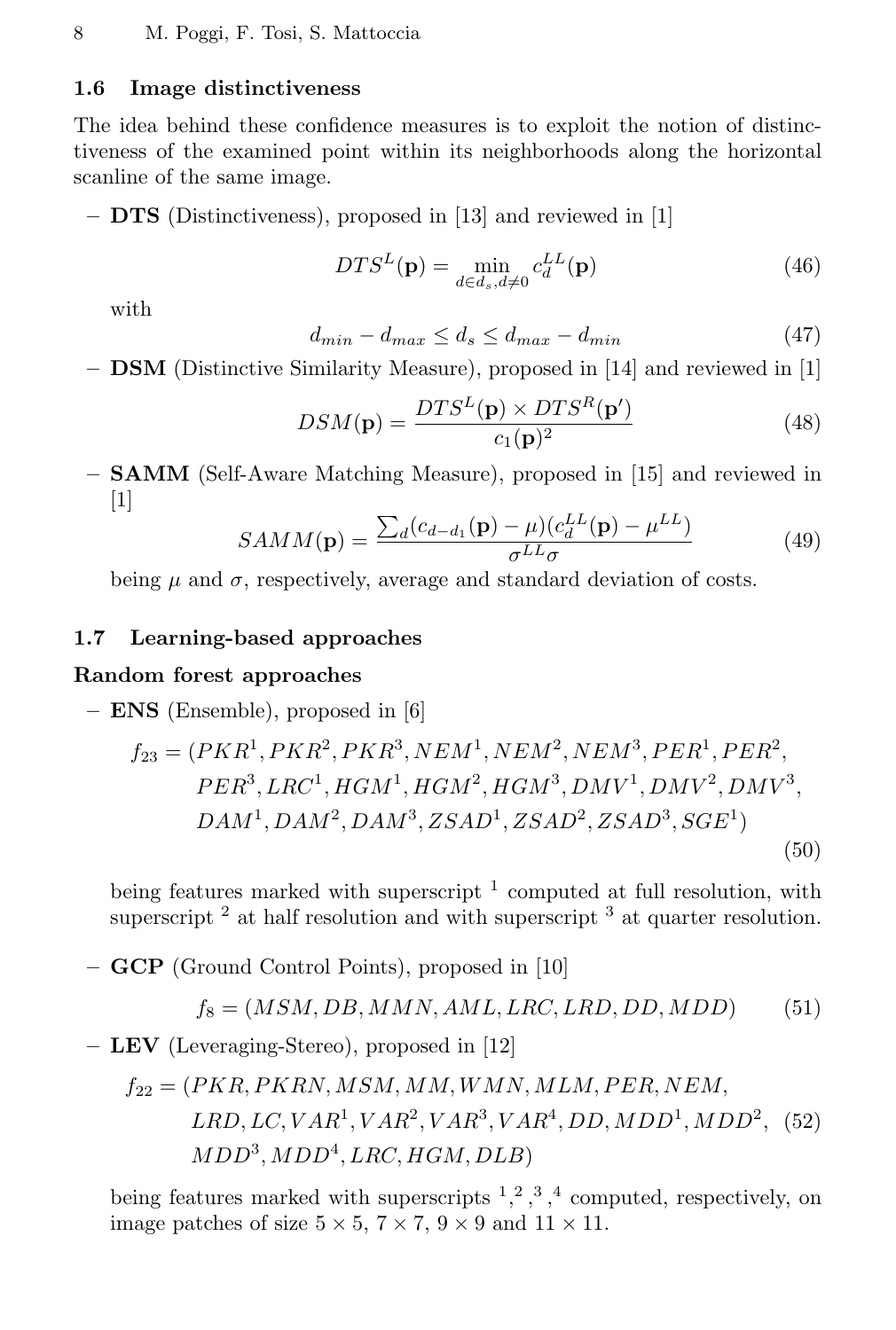### 1.6 Image distinctiveness

The idea behind these confidence measures is to exploit the notion of distinctiveness of the examined point within its neighborhoods along the horizontal scanline of the same image.

- **DTS** (Distinctiveness), proposed in [13] and reviewed in [1]

$$DTS^L(\mathbf{p}) = \min_{d \in d_s, d \neq 0} c_d^{LL}(\mathbf{p}) \tag{46}$$

  with

$$d_{min} - d_{max} \leq d_s \leq d_{max} - d_{min} \tag{47}$$

- **DSM** (Distinctive Similarity Measure), proposed in [14] and reviewed in [1]

$$DSM(\mathbf{p}) = \frac{DTS^L(\mathbf{p}) \times DTS^R(\mathbf{p}')}{c_1(\mathbf{p})^2} \tag{48}$$

- **SAMM** (Self-Aware Matching Measure), proposed in [15] and reviewed in [1]

$$SAMM(\mathbf{p}) = \frac{\sum_d (c_{d-d_1}(\mathbf{p}) - \mu)(c_d^{LL}(\mathbf{p}) - \mu^{LL})}{\sigma^{LL}\sigma} \tag{49}$$

  being $\mu$ and $\sigma$, respectively, average and standard deviation of costs.

### 1.7 Learning-based approaches

**Random forest approaches**

- **ENS** (Ensemble), proposed in [6]

$$\begin{aligned} f_{23} = (&PKR^1, PKR^2, PKR^3, NEM^1, NEM^2, NEM^3, PER^1, PER^2, \\ &PER^3, LRC^1, HGM^1, HGM^2, HGM^3, DMV^1, DMV^2, DMV^3, \\ &DAM^1, DAM^2, DAM^3, ZSAD^1, ZSAD^2, ZSAD^3, SGE^1) \end{aligned} \tag{50}$$

  being features marked with superscript 1 computed at full resolution, with superscript 2 at half resolution and with superscript 3 at quarter resolution.

- **GCP** (Ground Control Points), proposed in [10]

$$f_8 = (MSM, DB, MMN, AML, LRC, LRD, DD, MDD) \tag{51}$$

- **LEV** (Leveraging-Stereo), proposed in [12]

$$\begin{aligned} f_{22} = (&PKR, PKRN, MSM, MM, WMN, MLM, PER, NEM, \\ &LRD, LC, VAR^1, VAR^2, VAR^3, VAR^4, DD, MDD^1, MDD^2, \\ &MDD^3, MDD^4, LRC, HGM, DLB) \end{aligned} \tag{52}$$

  being features marked with superscripts 1, 2, 3, 4 computed, respectively, on image patches of size $5 \times 5$, $7 \times 7$, $9 \times 9$ and $11 \times 11$.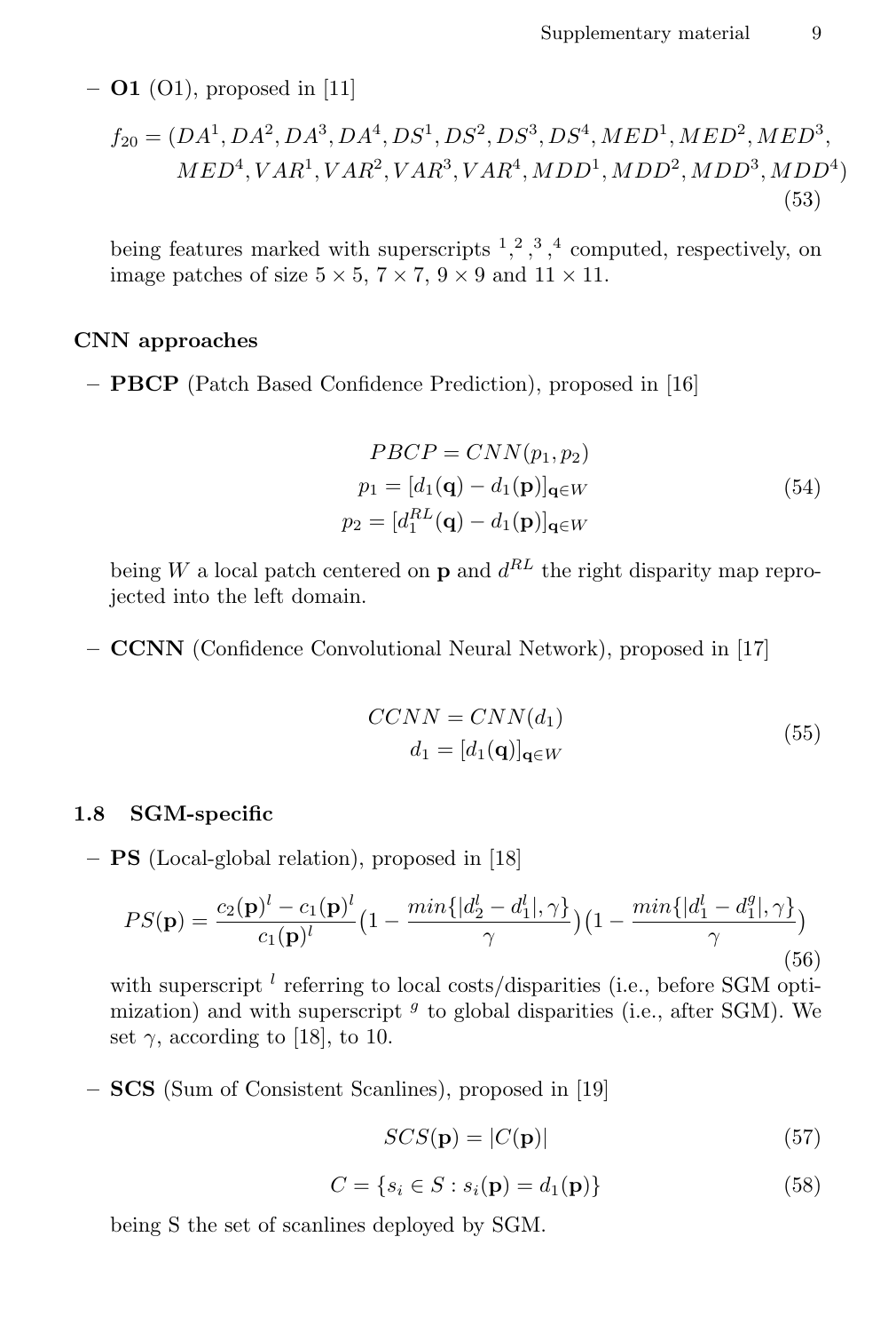- **O1** (O1), proposed in [11]

$$f_{20} = (DA^1, DA^2, DA^3, DA^4, DS^1, DS^2, DS^3, DS^4, MED^1, MED^2, MED^3, MED^4, VAR^1, VAR^2, VAR^3, VAR^4, MDD^1, MDD^2, MDD^3, MDD^4) \tag{53}$$

being features marked with superscripts $^1,^2,^3,^4$ computed, respectively, on image patches of size $5 \times 5$, $7 \times 7$, $9 \times 9$ and $11 \times 11$.

### CNN approaches

- **PBCP** (Patch Based Confidence Prediction), proposed in [16]

$$\begin{aligned} PBCP &= CNN(p_1, p_2) \\ p_1 &= [d_1(\mathbf{q}) - d_1(\mathbf{p})]_{\mathbf{q} \in W} \\ p_2 &= [d_1^{RL}(\mathbf{q}) - d_1(\mathbf{p})]_{\mathbf{q} \in W} \end{aligned} \tag{54}$$

being $W$ a local patch centered on $\mathbf{p}$ and $d^{RL}$ the right disparity map reprojected into the left domain.

- **CCNN** (Confidence Convolutional Neural Network), proposed in [17]

$$\begin{aligned} CCNN &= CNN(d_1) \\ d_1 &= [d_1(\mathbf{q})]_{\mathbf{q} \in W} \end{aligned} \tag{55}$$

### 1.8 SGM-specific

- **PS** (Local-global relation), proposed in [18]

$$PS(\mathbf{p}) = \frac{c_2(\mathbf{p})^l - c_1(\mathbf{p})^l}{c_1(\mathbf{p})^l} \big(1 - \frac{min\{|d_2^l - d_1^l|, \gamma\}}{\gamma}\big)\big(1 - \frac{min\{|d_1^l - d_1^g|, \gamma\}}{\gamma}\big) \tag{56}$$

with superscript $^l$ referring to local costs/disparities (i.e., before SGM optimization) and with superscript $^g$ to global disparities (i.e., after SGM). We set $\gamma$, according to [18], to 10.

- **SCS** (Sum of Consistent Scanlines), proposed in [19]

$$SCS(\mathbf{p}) = |C(\mathbf{p})| \tag{57}$$

$$C = \{s_i \in S : s_i(\mathbf{p}) = d_1(\mathbf{p})\} \tag{58}$$

being S the set of scanlines deployed by SGM.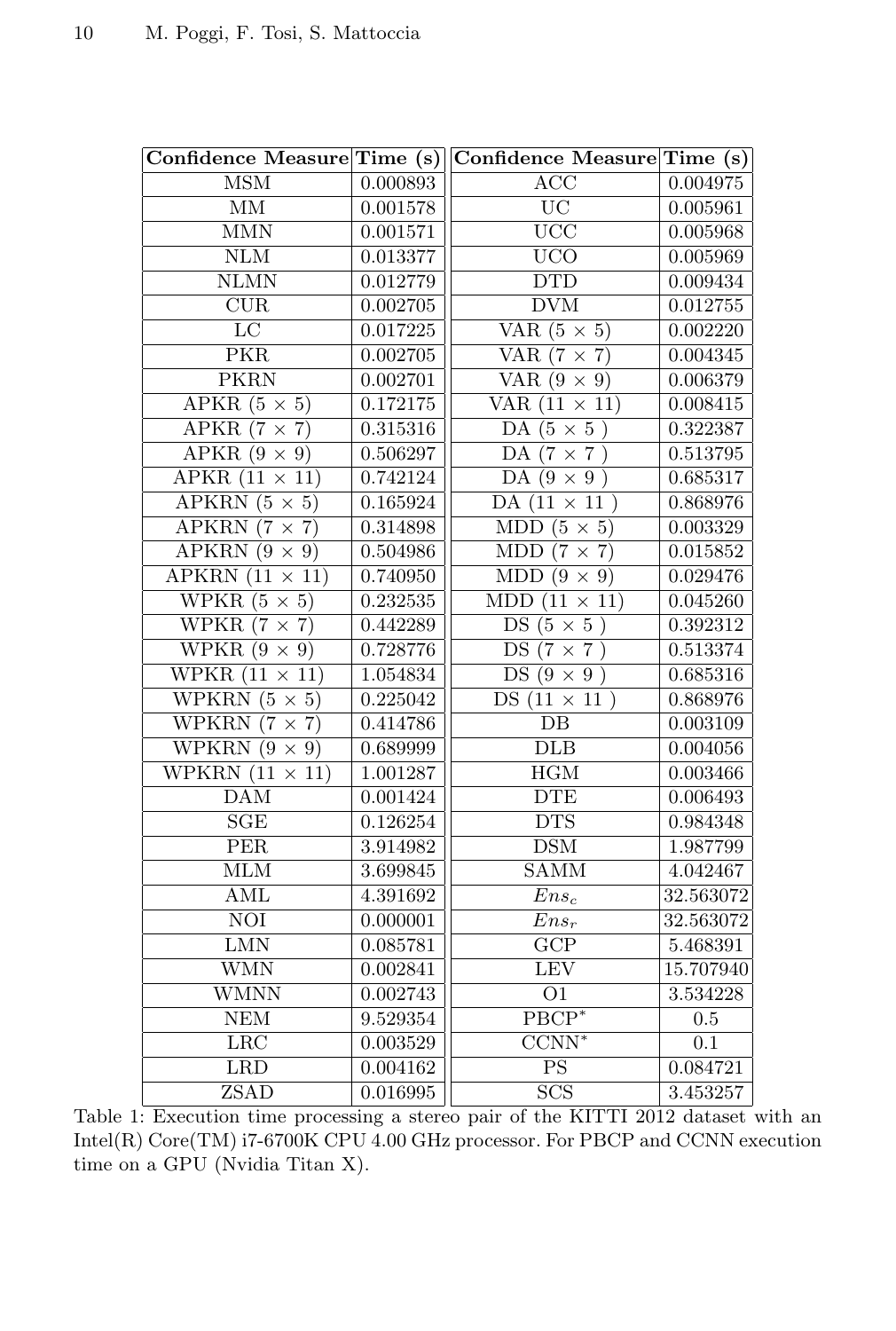| Confidence Measure | Time (s) | Confidence Measure | Time (s) |
|---|---|---|---|
| MSM | 0.000893 | ACC | 0.004975 |
| MM | 0.001578 | UC | 0.005961 |
| MMN | 0.001571 | UCC | 0.005968 |
| NLM | 0.013377 | UCO | 0.005969 |
| NLMN | 0.012779 | DTD | 0.009434 |
| CUR | 0.002705 | DVM | 0.012755 |
| LC | 0.017225 | VAR ($5 \times 5$) | 0.002220 |
| PKR | 0.002705 | VAR ($7 \times 7$) | 0.004345 |
| PKRN | 0.002701 | VAR ($9 \times 9$) | 0.006379 |
| APKR ($5 \times 5$) | 0.172175 | VAR ($11 \times 11$) | 0.008415 |
| APKR ($7 \times 7$) | 0.315316 | DA ($5 \times 5$) | 0.322387 |
| APKR ($9 \times 9$) | 0.506297 | DA ($7 \times 7$) | 0.513795 |
| APKR ($11 \times 11$) | 0.742124 | DA ($9 \times 9$) | 0.685317 |
| APKRN ($5 \times 5$) | 0.165924 | DA ($11 \times 11$) | 0.868976 |
| APKRN ($7 \times 7$) | 0.314898 | MDD ($5 \times 5$) | 0.003329 |
| APKRN ($9 \times 9$) | 0.504986 | MDD ($7 \times 7$) | 0.015852 |
| APKRN ($11 \times 11$) | 0.740950 | MDD ($9 \times 9$) | 0.029476 |
| WPKR ($5 \times 5$) | 0.232535 | MDD ($11 \times 11$) | 0.045260 |
| WPKR ($7 \times 7$) | 0.442289 | DS ($5 \times 5$) | 0.392312 |
| WPKR ($9 \times 9$) | 0.728776 | DS ($7 \times 7$) | 0.513374 |
| WPKR ($11 \times 11$) | 1.054834 | DS ($9 \times 9$) | 0.685316 |
| WPKRN ($5 \times 5$) | 0.225042 | DS ($11 \times 11$) | 0.868976 |
| WPKRN ($7 \times 7$) | 0.414786 | DB | 0.003109 |
| WPKRN ($9 \times 9$) | 0.689999 | DLB | 0.004056 |
| WPKRN ($11 \times 11$) | 1.001287 | HGM | 0.003466 |
| DAM | 0.001424 | DTE | 0.006493 |
| SGE | 0.126254 | DTS | 0.984348 |
| PER | 3.914982 | DSM | 1.987799 |
| MLM | 3.699845 | SAMM | 4.042467 |
| AML | 4.391692 | $Ens_c$ | 32.563072 |
| NOI | 0.000001 | $Ens_r$ | 32.563072 |
| LMN | 0.085781 | GCP | 5.468391 |
| WMN | 0.002841 | LEV | 15.707940 |
| WMNN | 0.002743 | O1 | 3.534228 |
| NEM | 9.529354 | PBCP* | 0.5 |
| LRC | 0.003529 | CCNN* | 0.1 |
| LRD | 0.004162 | PS | 0.084721 |
| ZSAD | 0.016995 | SCS | 3.453257 |

Table 1: Execution time processing a stereo pair of the KITTI 2012 dataset with an Intel(R) Core(TM) i7-6700K CPU 4.00 GHz processor. For PBCP and CCNN execution time on a GPU (Nvidia Titan X).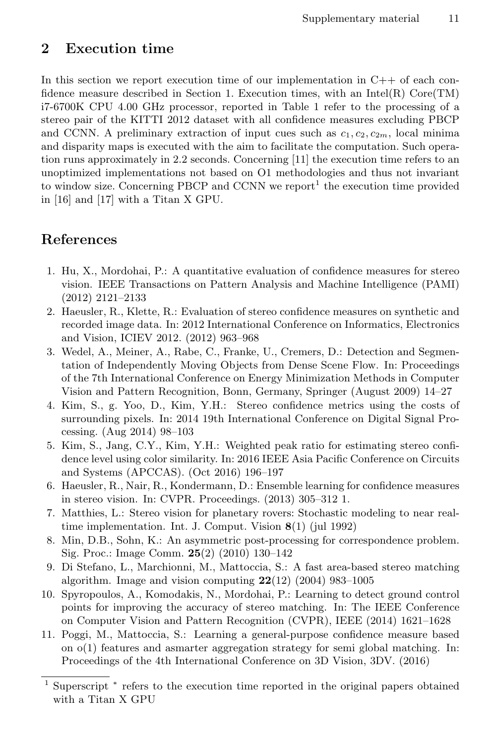## 2 Execution time

In this section we report execution time of our implementation in C++ of each confidence measure described in Section 1. Execution times, with an Intel(R) Core(TM) i7-6700K CPU 4.00 GHz processor, reported in Table 1 refer to the processing of a stereo pair of the KITTI 2012 dataset with all confidence measures excluding PBCP and CCNN. A preliminary extraction of input cues such as $c_1, c_2, c_{2m}$, local minima and disparity maps is executed with the aim to facilitate the computation. Such operation runs approximately in 2.2 seconds. Concerning [11] the execution time refers to an unoptimized implementations not based on O1 methodologies and thus not invariant to window size. Concerning PBCP and CCNN we report[1] the execution time provided in [16] and [17] with a Titan X GPU.

## References

1. Hu, X., Mordohai, P.: A quantitative evaluation of confidence measures for stereo vision. IEEE Transactions on Pattern Analysis and Machine Intelligence (PAMI) (2012) 2121–2133
2. Haeusler, R., Klette, R.: Evaluation of stereo confidence measures on synthetic and recorded image data. In: 2012 International Conference on Informatics, Electronics and Vision, ICIEV 2012. (2012) 963–968
3. Wedel, A., Meiner, A., Rabe, C., Franke, U., Cremers, D.: Detection and Segmentation of Independently Moving Objects from Dense Scene Flow. In: Proceedings of the 7th International Conference on Energy Minimization Methods in Computer Vision and Pattern Recognition, Bonn, Germany, Springer (August 2009) 14–27
4. Kim, S., g. Yoo, D., Kim, Y.H.: Stereo confidence metrics using the costs of surrounding pixels. In: 2014 19th International Conference on Digital Signal Processing. (Aug 2014) 98–103
5. Kim, S., Jang, C.Y., Kim, Y.H.: Weighted peak ratio for estimating stereo confidence level using color similarity. In: 2016 IEEE Asia Pacific Conference on Circuits and Systems (APCCAS). (Oct 2016) 196–197
6. Haeusler, R., Nair, R., Kondermann, D.: Ensemble learning for confidence measures in stereo vision. In: CVPR. Proceedings. (2013) 305–312 1.
7. Matthies, L.: Stereo vision for planetary rovers: Stochastic modeling to near real-time implementation. Int. J. Comput. Vision **8**(1) (jul 1992)
8. Min, D.B., Sohn, K.: An asymmetric post-processing for correspondence problem. Sig. Proc.: Image Comm. **25**(2) (2010) 130–142
9. Di Stefano, L., Marchionni, M., Mattoccia, S.: A fast area-based stereo matching algorithm. Image and vision computing **22**(12) (2004) 983–1005
10. Spyropoulos, A., Komodakis, N., Mordohai, P.: Learning to detect ground control points for improving the accuracy of stereo matching. In: The IEEE Conference on Computer Vision and Pattern Recognition (CVPR), IEEE (2014) 1621–1628
11. Poggi, M., Mattoccia, S.: Learning a general-purpose confidence measure based on o(1) features and asmarter aggregation strategy for semi global matching. In: Proceedings of the 4th International Conference on 3D Vision, 3DV. (2016)

[1] Superscript * refers to the execution time reported in the original papers obtained with a Titan X GPU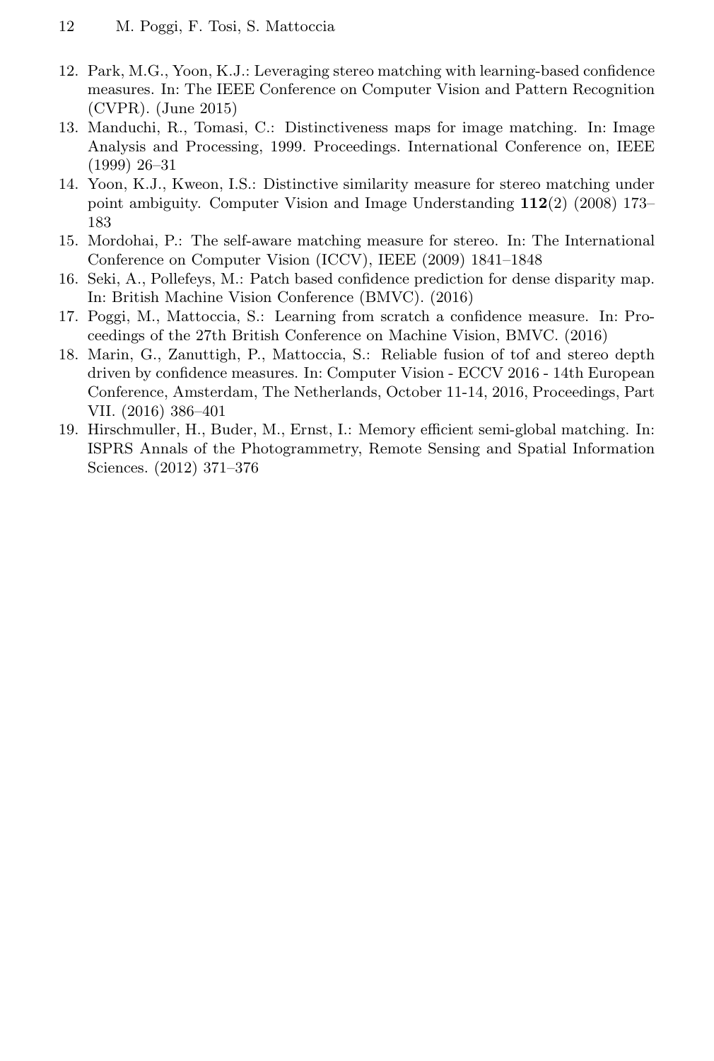12. Park, M.G., Yoon, K.J.: Leveraging stereo matching with learning-based confidence measures. In: The IEEE Conference on Computer Vision and Pattern Recognition (CVPR). (June 2015)
13. Manduchi, R., Tomasi, C.: Distinctiveness maps for image matching. In: Image Analysis and Processing, 1999. Proceedings. International Conference on, IEEE (1999) 26–31
14. Yoon, K.J., Kweon, I.S.: Distinctive similarity measure for stereo matching under point ambiguity. Computer Vision and Image Understanding **112**(2) (2008) 173–183
15. Mordohai, P.: The self-aware matching measure for stereo. In: The International Conference on Computer Vision (ICCV), IEEE (2009) 1841–1848
16. Seki, A., Pollefeys, M.: Patch based confidence prediction for dense disparity map. In: British Machine Vision Conference (BMVC). (2016)
17. Poggi, M., Mattoccia, S.: Learning from scratch a confidence measure. In: Proceedings of the 27th British Conference on Machine Vision, BMVC. (2016)
18. Marin, G., Zanuttigh, P., Mattoccia, S.: Reliable fusion of tof and stereo depth driven by confidence measures. In: Computer Vision - ECCV 2016 - 14th European Conference, Amsterdam, The Netherlands, October 11-14, 2016, Proceedings, Part VII. (2016) 386–401
19. Hirschmuller, H., Buder, M., Ernst, I.: Memory efficient semi-global matching. In: ISPRS Annals of the Photogrammetry, Remote Sensing and Spatial Information Sciences. (2012) 371–376